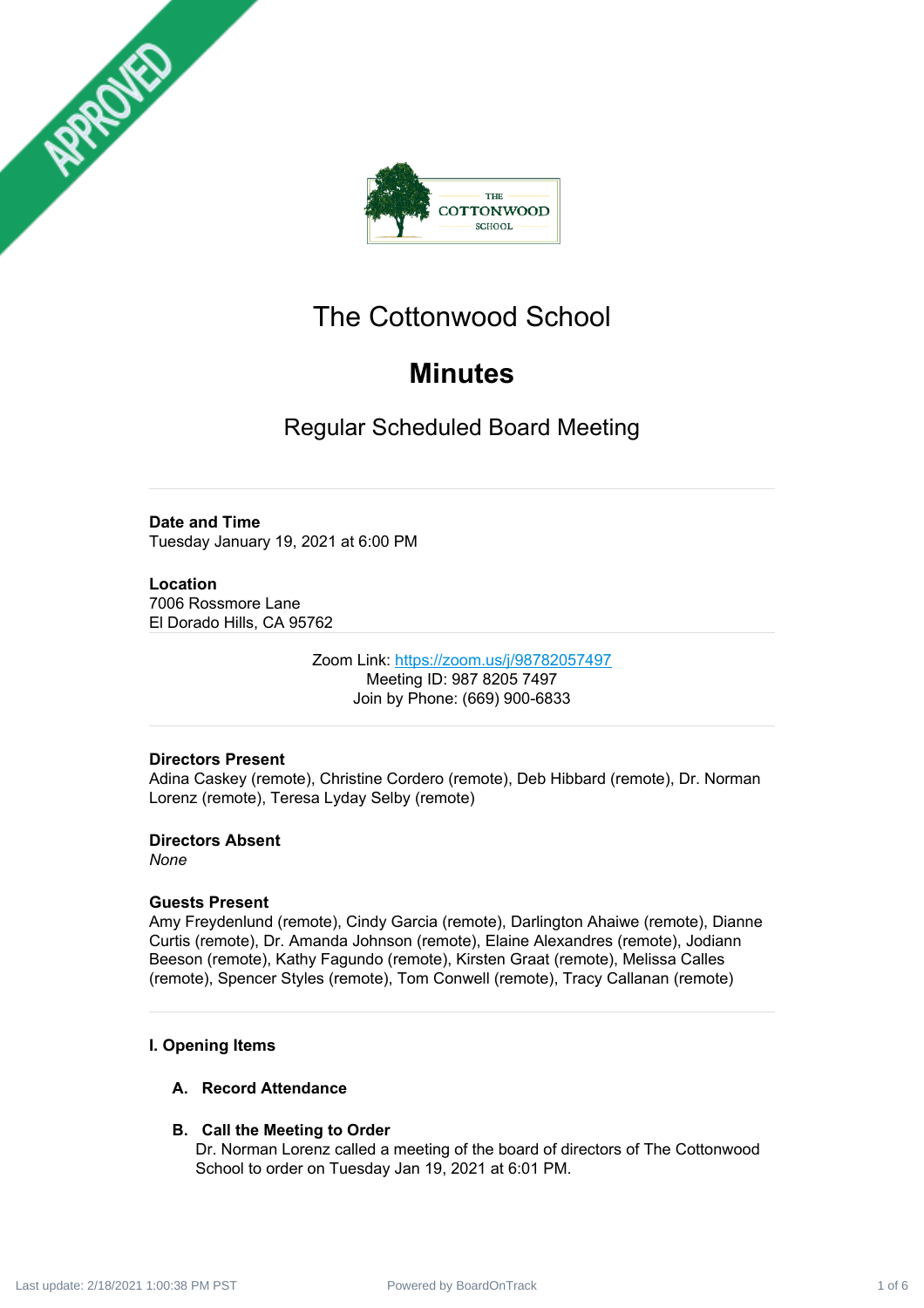# The Cottonwood School

# Minutes

## Regular Scheduled Board Meeting

---

**Date and Time**
Tuesday January 19, 2021 at 6:00 PM

**Location**
7006 Rossmore Lane
El Dorado Hills, CA 95762

---

Zoom Link: https://zoom.us/j/98782057497
Meeting ID: 987 8205 7497
Join by Phone: (669) 900-6833

---

**Directors Present**
Adina Caskey (remote), Christine Cordero (remote), Deb Hibbard (remote), Dr. Norman Lorenz (remote), Teresa Lyday Selby (remote)

**Directors Absent**
*None*

**Guests Present**
Amy Freydenlund (remote), Cindy Garcia (remote), Darlington Ahaiwe (remote), Dianne Curtis (remote), Dr. Amanda Johnson (remote), Elaine Alexandres (remote), Jodiann Beeson (remote), Kathy Fagundo (remote), Kirsten Graat (remote), Melissa Calles (remote), Spencer Styles (remote), Tom Conwell (remote), Tracy Callanan (remote)

---

### I. Opening Items

**A. Record Attendance**

**B. Call the Meeting to Order**
Dr. Norman Lorenz called a meeting of the board of directors of The Cottonwood School to order on Tuesday Jan 19, 2021 at 6:01 PM.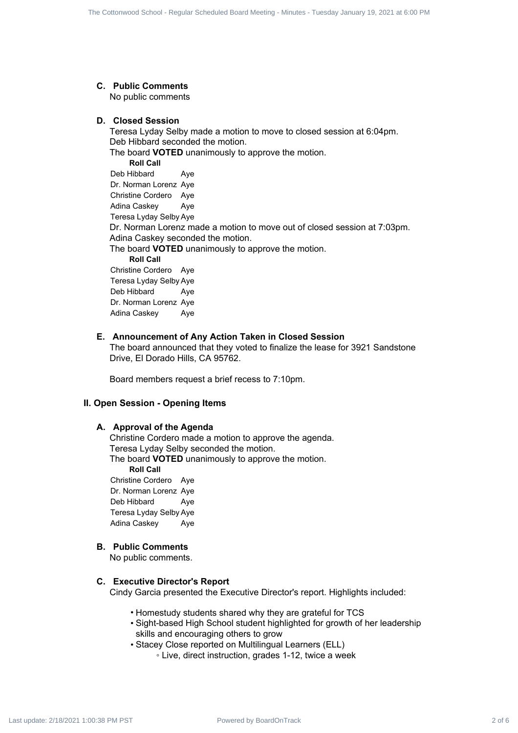### C. Public Comments

No public comments

### D. Closed Session

Teresa Lyday Selby made a motion to move to closed session at 6:04pm.
Deb Hibbard seconded the motion.
The board **VOTED** unanimously to approve the motion.

**Roll Call**

| | |
|---|---|
| Deb Hibbard | Aye |
| Dr. Norman Lorenz | Aye |
| Christine Cordero | Aye |
| Adina Caskey | Aye |
| Teresa Lyday Selby | Aye |

Dr. Norman Lorenz made a motion to move out of closed session at 7:03pm.
Adina Caskey seconded the motion.
The board **VOTED** unanimously to approve the motion.

**Roll Call**

| | |
|---|---|
| Christine Cordero | Aye |
| Teresa Lyday Selby | Aye |
| Deb Hibbard | Aye |
| Dr. Norman Lorenz | Aye |
| Adina Caskey | Aye |

### E. Announcement of Any Action Taken in Closed Session

The board announced that they voted to finalize the lease for 3921 Sandstone Drive, El Dorado Hills, CA 95762.

Board members request a brief recess to 7:10pm.

## II. Open Session - Opening Items

### A. Approval of the Agenda

Christine Cordero made a motion to approve the agenda.
Teresa Lyday Selby seconded the motion.
The board **VOTED** unanimously to approve the motion.

**Roll Call**

| | |
|---|---|
| Christine Cordero | Aye |
| Dr. Norman Lorenz | Aye |
| Deb Hibbard | Aye |
| Teresa Lyday Selby | Aye |
| Adina Caskey | Aye |

### B. Public Comments

No public comments.

### C. Executive Director's Report

Cindy Garcia presented the Executive Director's report. Highlights included:

- Homestudy students shared why they are grateful for TCS
- Sight-based High School student highlighted for growth of her leadership skills and encouraging others to grow
- Stacey Close reported on Multilingual Learners (ELL)
  - Live, direct instruction, grades 1-12, twice a week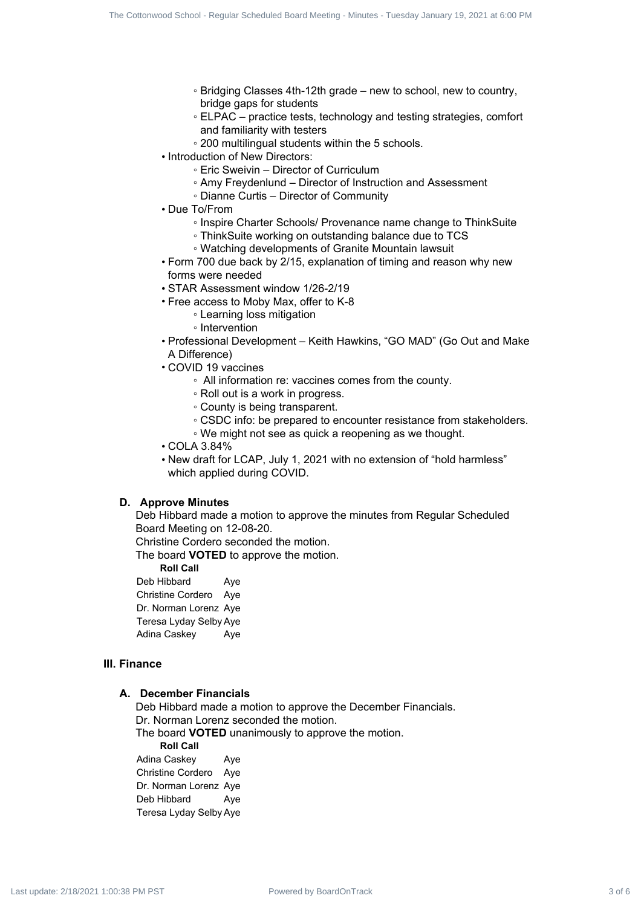- Bridging Classes 4th-12th grade – new to school, new to country, bridge gaps for students
- ELPAC – practice tests, technology and testing strategies, comfort and familiarity with testers
- 200 multilingual students within the 5 schools.

- Introduction of New Directors:
  - Eric Sweivin – Director of Curriculum
  - Amy Freydenlund – Director of Instruction and Assessment
  - Dianne Curtis – Director of Community
- Due To/From
  - Inspire Charter Schools/ Provenance name change to ThinkSuite
  - ThinkSuite working on outstanding balance due to TCS
  - Watching developments of Granite Mountain lawsuit
- Form 700 due back by 2/15, explanation of timing and reason why new forms were needed
- STAR Assessment window 1/26-2/19
- Free access to Moby Max, offer to K-8
  - Learning loss mitigation
  - Intervention
- Professional Development – Keith Hawkins, "GO MAD" (Go Out and Make A Difference)
- COVID 19 vaccines
  - All information re: vaccines comes from the county.
  - Roll out is a work in progress.
  - County is being transparent.
  - CSDC info: be prepared to encounter resistance from stakeholders.
  - We might not see as quick a reopening as we thought.
- COLA 3.84%
- New draft for LCAP, July 1, 2021 with no extension of "hold harmless" which applied during COVID.

### D. Approve Minutes

Deb Hibbard made a motion to approve the minutes from Regular Scheduled Board Meeting on 12-08-20.
Christine Cordero seconded the motion.
The board **VOTED** to approve the motion.

**Roll Call**

| | |
|---|---|
| Deb Hibbard | Aye |
| Christine Cordero | Aye |
| Dr. Norman Lorenz | Aye |
| Teresa Lyday Selby | Aye |
| Adina Caskey | Aye |

## III. Finance

### A. December Financials

Deb Hibbard made a motion to approve the December Financials.
Dr. Norman Lorenz seconded the motion.
The board **VOTED** unanimously to approve the motion.

**Roll Call**

| | |
|---|---|
| Adina Caskey | Aye |
| Christine Cordero | Aye |
| Dr. Norman Lorenz | Aye |
| Deb Hibbard | Aye |
| Teresa Lyday Selby | Aye |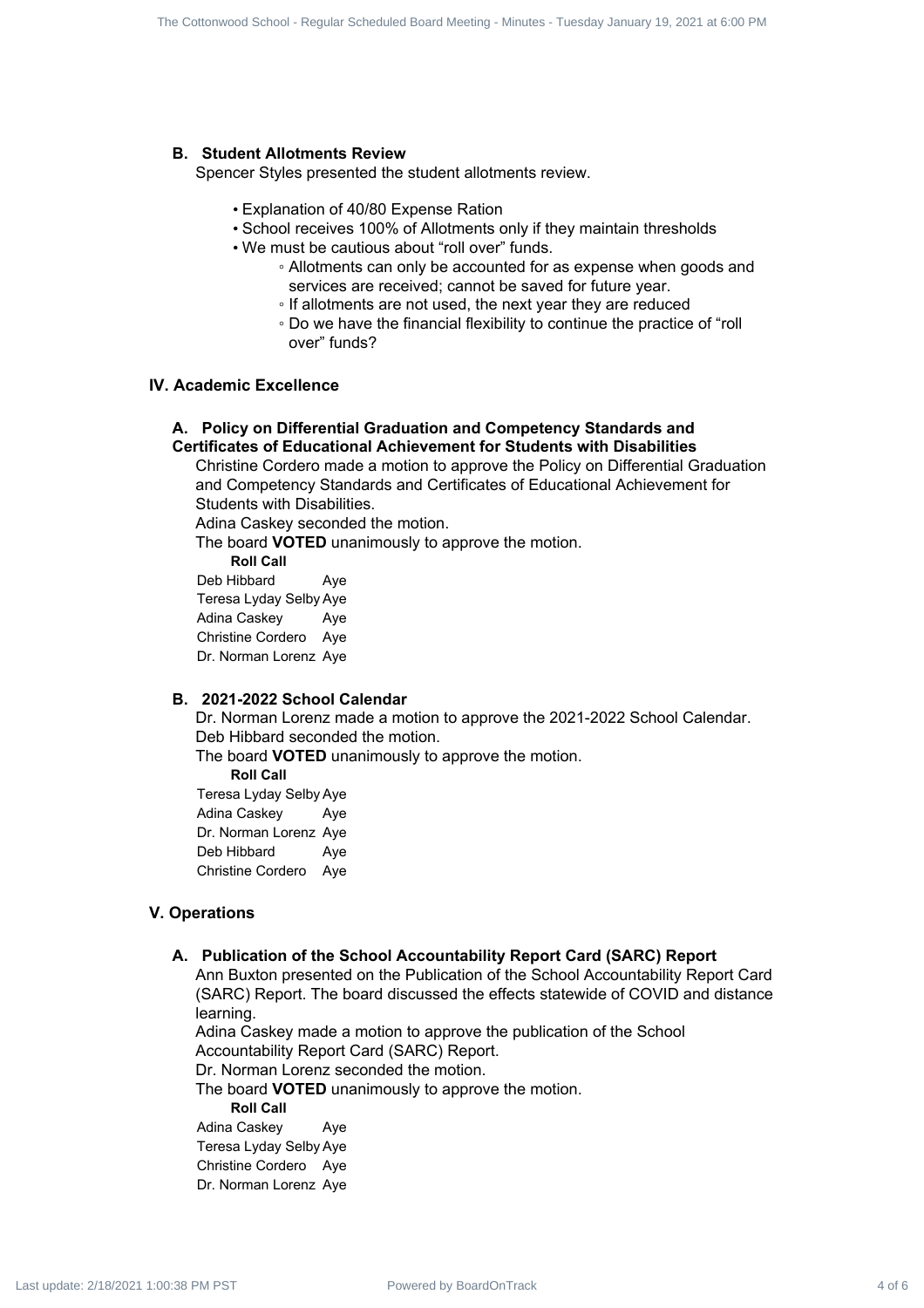### B. Student Allotments Review

Spencer Styles presented the student allotments review.

- Explanation of 40/80 Expense Ration
- School receives 100% of Allotments only if they maintain thresholds
- We must be cautious about "roll over" funds.
    - Allotments can only be accounted for as expense when goods and services are received; cannot be saved for future year.
    - If allotments are not used, the next year they are reduced
    - Do we have the financial flexibility to continue the practice of "roll over" funds?

## IV. Academic Excellence

### A. Policy on Differential Graduation and Competency Standards and Certificates of Educational Achievement for Students with Disabilities

Christine Cordero made a motion to approve the Policy on Differential Graduation and Competency Standards and Certificates of Educational Achievement for Students with Disabilities.

Adina Caskey seconded the motion.

The board **VOTED** unanimously to approve the motion.

**Roll Call**

| | |
|---|---|
| Deb Hibbard | Aye |
| Teresa Lyday Selby | Aye |
| Adina Caskey | Aye |
| Christine Cordero | Aye |
| Dr. Norman Lorenz | Aye |

### B. 2021-2022 School Calendar

Dr. Norman Lorenz made a motion to approve the 2021-2022 School Calendar.

Deb Hibbard seconded the motion.

The board **VOTED** unanimously to approve the motion.

**Roll Call**

| | |
|---|---|
| Teresa Lyday Selby | Aye |
| Adina Caskey | Aye |
| Dr. Norman Lorenz | Aye |
| Deb Hibbard | Aye |
| Christine Cordero | Aye |

## V. Operations

### A. Publication of the School Accountability Report Card (SARC) Report

Ann Buxton presented on the Publication of the School Accountability Report Card (SARC) Report. The board discussed the effects statewide of COVID and distance learning.

Adina Caskey made a motion to approve the publication of the School Accountability Report Card (SARC) Report.

Dr. Norman Lorenz seconded the motion.

The board **VOTED** unanimously to approve the motion.

**Roll Call**

| | |
|---|---|
| Adina Caskey | Aye |
| Teresa Lyday Selby | Aye |
| Christine Cordero | Aye |
| Dr. Norman Lorenz | Aye |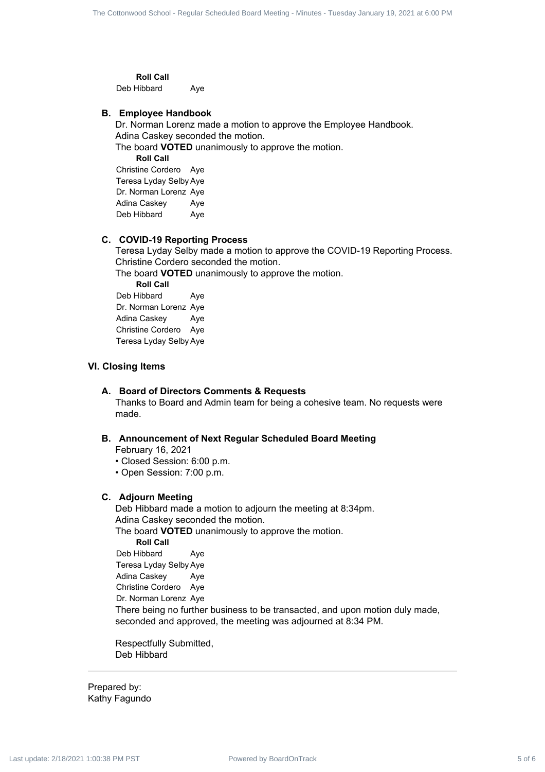**Roll Call**

| | |
|---|---|
| Deb Hibbard | Aye |

### B. Employee Handbook

Dr. Norman Lorenz made a motion to approve the Employee Handbook.
Adina Caskey seconded the motion.
The board **VOTED** unanimously to approve the motion.

**Roll Call**

| | |
|---|---|
| Christine Cordero | Aye |
| Teresa Lyday Selby | Aye |
| Dr. Norman Lorenz | Aye |
| Adina Caskey | Aye |
| Deb Hibbard | Aye |

### C. COVID-19 Reporting Process

Teresa Lyday Selby made a motion to approve the COVID-19 Reporting Process.
Christine Cordero seconded the motion.
The board **VOTED** unanimously to approve the motion.

**Roll Call**

| | |
|---|---|
| Deb Hibbard | Aye |
| Dr. Norman Lorenz | Aye |
| Adina Caskey | Aye |
| Christine Cordero | Aye |
| Teresa Lyday Selby | Aye |

## VI. Closing Items

### A. Board of Directors Comments & Requests

Thanks to Board and Admin team for being a cohesive team. No requests were made.

### B. Announcement of Next Regular Scheduled Board Meeting

February 16, 2021

- Closed Session: 6:00 p.m.
- Open Session: 7:00 p.m.

### C. Adjourn Meeting

Deb Hibbard made a motion to adjourn the meeting at 8:34pm.
Adina Caskey seconded the motion.
The board **VOTED** unanimously to approve the motion.

**Roll Call**

| | |
|---|---|
| Deb Hibbard | Aye |
| Teresa Lyday Selby | Aye |
| Adina Caskey | Aye |
| Christine Cordero | Aye |
| Dr. Norman Lorenz | Aye |

There being no further business to be transacted, and upon motion duly made, seconded and approved, the meeting was adjourned at 8:34 PM.

Respectfully Submitted,
Deb Hibbard

---

Prepared by:
Kathy Fagundo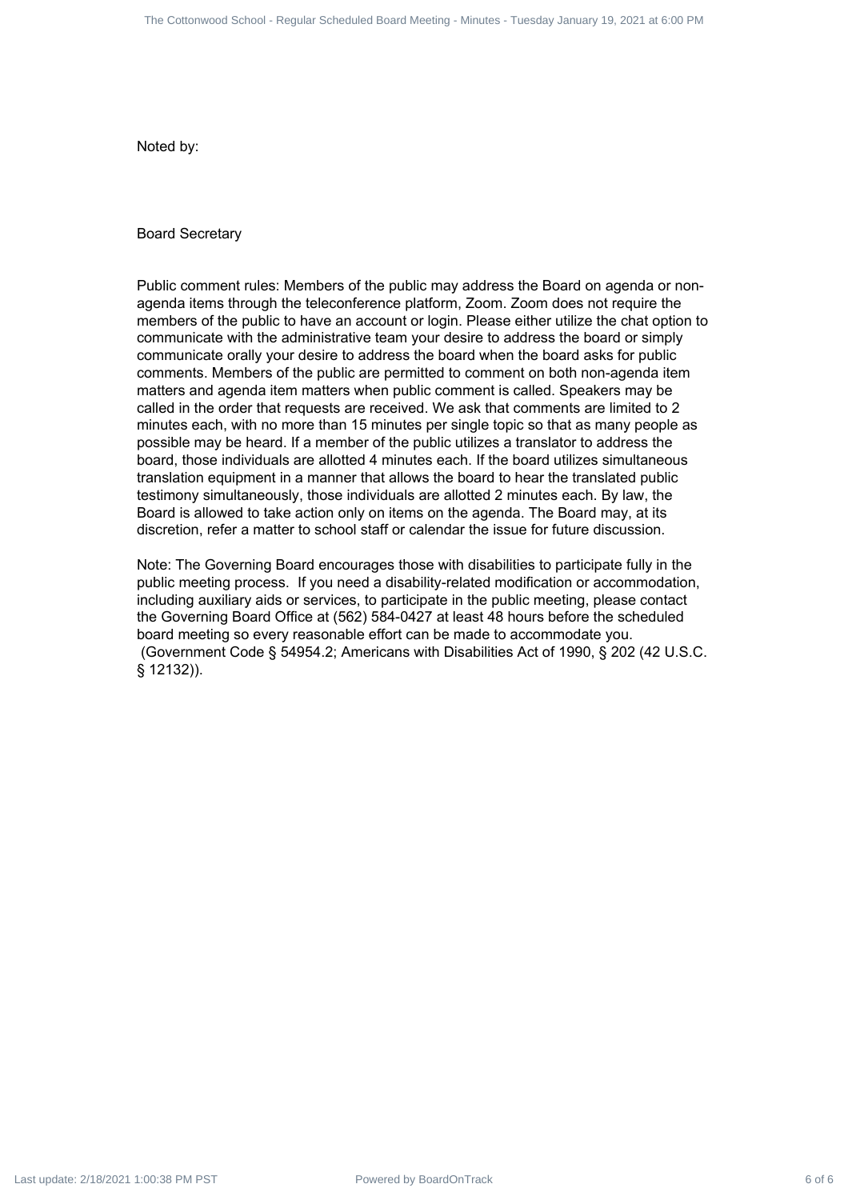Noted by:

Board Secretary

Public comment rules: Members of the public may address the Board on agenda or non-agenda items through the teleconference platform, Zoom. Zoom does not require the members of the public to have an account or login. Please either utilize the chat option to communicate with the administrative team your desire to address the board or simply communicate orally your desire to address the board when the board asks for public comments. Members of the public are permitted to comment on both non-agenda item matters and agenda item matters when public comment is called. Speakers may be called in the order that requests are received. We ask that comments are limited to 2 minutes each, with no more than 15 minutes per single topic so that as many people as possible may be heard. If a member of the public utilizes a translator to address the board, those individuals are allotted 4 minutes each. If the board utilizes simultaneous translation equipment in a manner that allows the board to hear the translated public testimony simultaneously, those individuals are allotted 2 minutes each. By law, the Board is allowed to take action only on items on the agenda. The Board may, at its discretion, refer a matter to school staff or calendar the issue for future discussion.

Note: The Governing Board encourages those with disabilities to participate fully in the public meeting process. If you need a disability-related modification or accommodation, including auxiliary aids or services, to participate in the public meeting, please contact the Governing Board Office at (562) 584-0427 at least 48 hours before the scheduled board meeting so every reasonable effort can be made to accommodate you. (Government Code § 54954.2; Americans with Disabilities Act of 1990, § 202 (42 U.S.C. § 12132)).